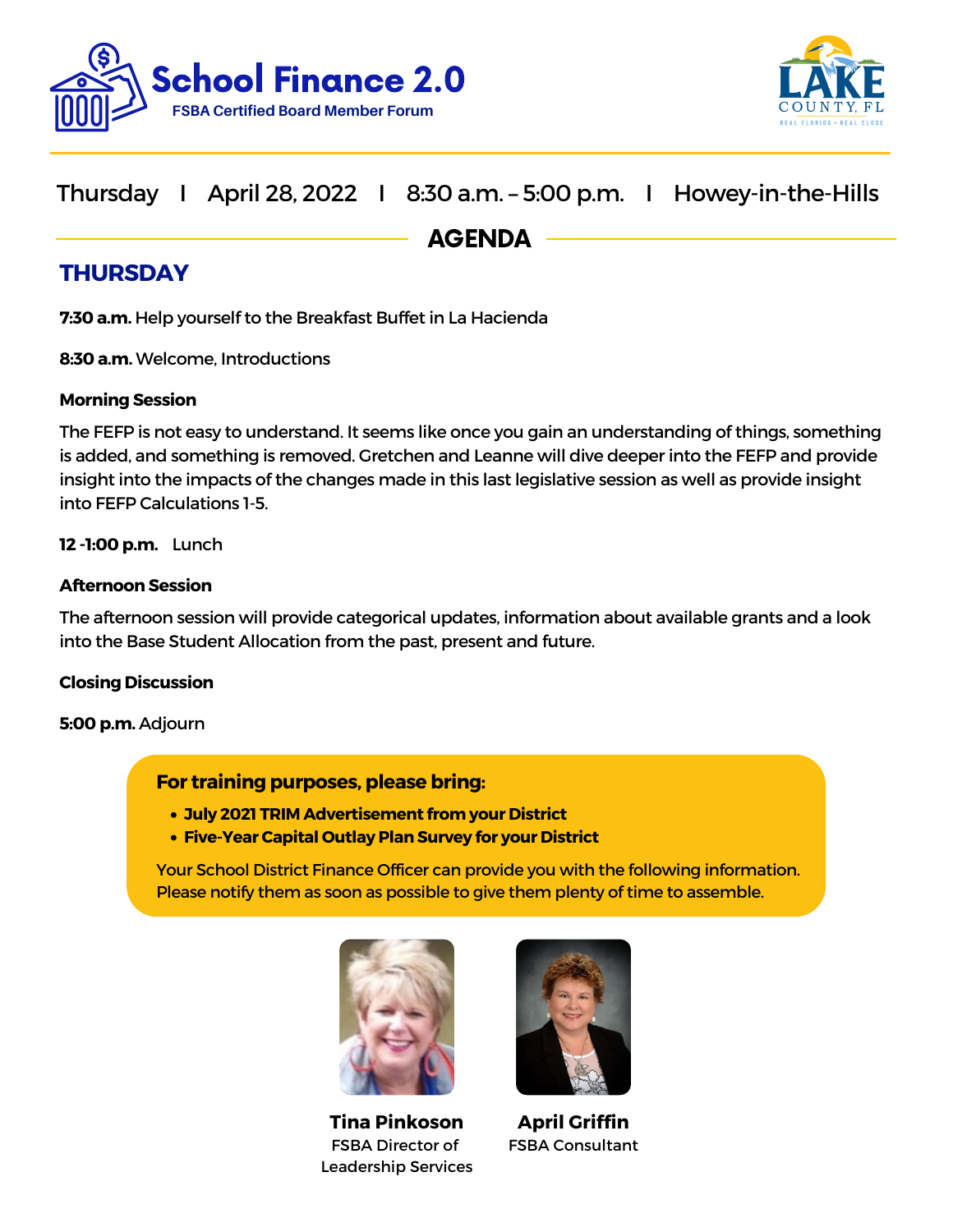# School Finance 2.0

**FSBA Certified Board Member Forum**

LAKE COUNTY, FL
REAL FLORIDA • REAL CLOSE

Thursday | April 28, 2022 | 8:30 a.m. – 5:00 p.m. | Howey-in-the-Hills

## AGENDA

### THURSDAY

**7:30 a.m.** Help yourself to the Breakfast Buffet in La Hacienda

**8:30 a.m.** Welcome, Introductions

**Morning Session**

The FEFP is not easy to understand. It seems like once you gain an understanding of things, something is added, and something is removed. Gretchen and Leanne will dive deeper into the FEFP and provide insight into the impacts of the changes made in this last legislative session as well as provide insight into FEFP Calculations 1-5.

**12 -1:00 p.m.** Lunch

**Afternoon Session**

The afternoon session will provide categorical updates, information about available grants and a look into the Base Student Allocation from the past, present and future.

**Closing Discussion**

**5:00 p.m.** Adjourn

**For training purposes, please bring:**

- **July 2021 TRIM Advertisement from your District**
- **Five-Year Capital Outlay Plan Survey for your District**

Your School District Finance Officer can provide you with the following information. Please notify them as soon as possible to give them plenty of time to assemble.

**Tina Pinkoson**
FSBA Director of Leadership Services

**April Griffin**
FSBA Consultant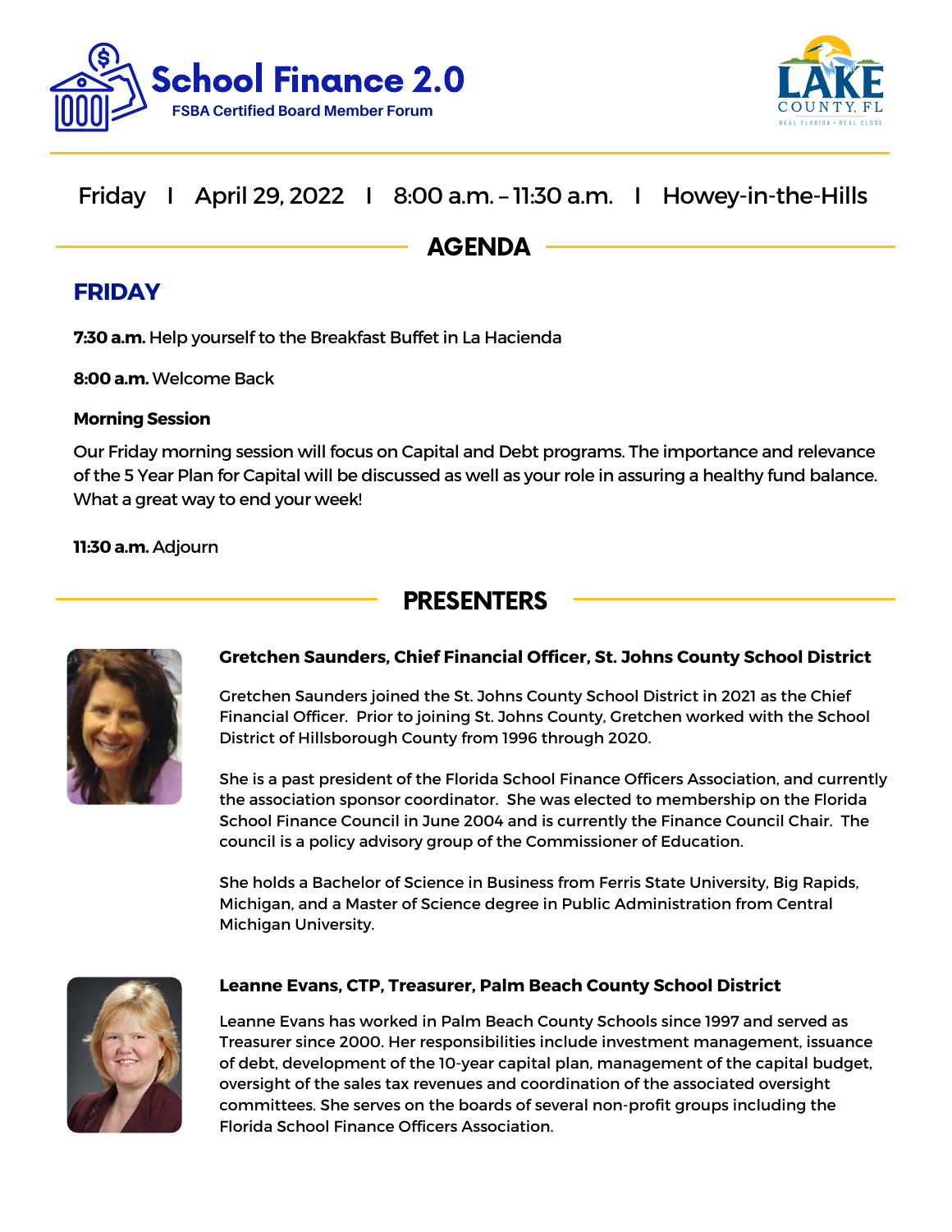# School Finance 2.0

FSBA Certified Board Member Forum

LAKE COUNTY, FL

REAL FLORIDA · REAL CLOSE

Friday | April 29, 2022 | 8:00 a.m. – 11:30 a.m. | Howey-in-the-Hills

## AGENDA

### FRIDAY

**7:30 a.m.** Help yourself to the Breakfast Buffet in La Hacienda

**8:00 a.m.** Welcome Back

**Morning Session**

Our Friday morning session will focus on Capital and Debt programs. The importance and relevance of the 5 Year Plan for Capital will be discussed as well as your role in assuring a healthy fund balance. What a great way to end your week!

**11:30 a.m.** Adjourn

## PRESENTERS

**Gretchen Saunders, Chief Financial Officer, St. Johns County School District**

Gretchen Saunders joined the St. Johns County School District in 2021 as the Chief Financial Officer. Prior to joining St. Johns County, Gretchen worked with the School District of Hillsborough County from 1996 through 2020.

She is a past president of the Florida School Finance Officers Association, and currently the association sponsor coordinator. She was elected to membership on the Florida School Finance Council in June 2004 and is currently the Finance Council Chair. The council is a policy advisory group of the Commissioner of Education.

She holds a Bachelor of Science in Business from Ferris State University, Big Rapids, Michigan, and a Master of Science degree in Public Administration from Central Michigan University.

**Leanne Evans, CTP, Treasurer, Palm Beach County School District**

Leanne Evans has worked in Palm Beach County Schools since 1997 and served as Treasurer since 2000. Her responsibilities include investment management, issuance of debt, development of the 10-year capital plan, management of the capital budget, oversight of the sales tax revenues and coordination of the associated oversight committees. She serves on the boards of several non-profit groups including the Florida School Finance Officers Association.